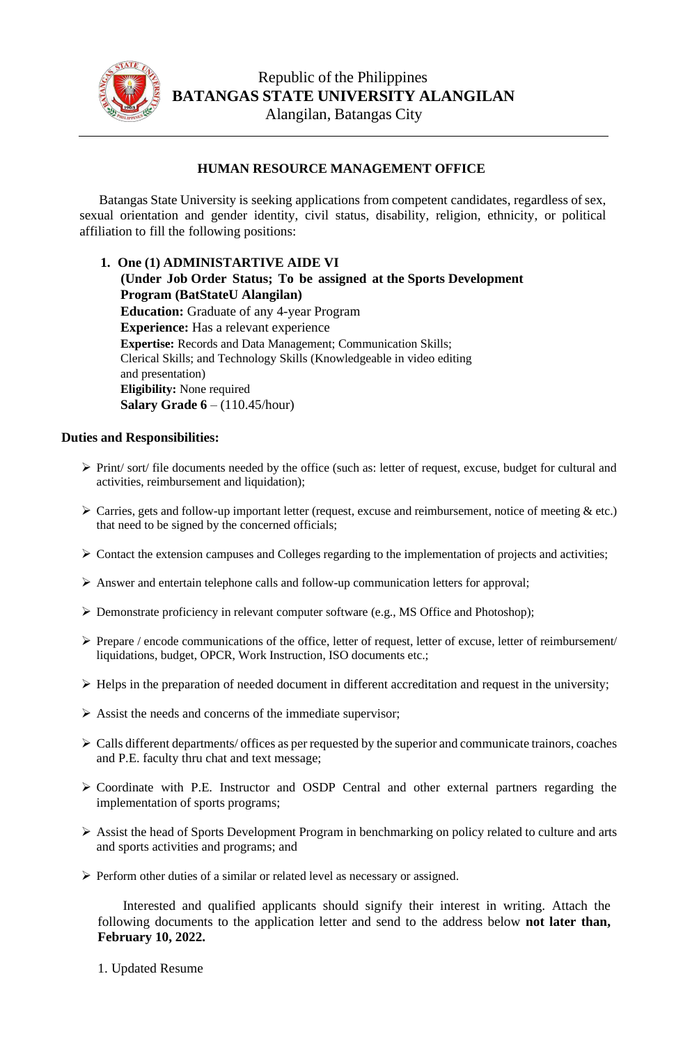Republic of the Philippines
**BATANGAS STATE UNIVERSITY ALANGILAN**
Alangilan, Batangas City

## HUMAN RESOURCE MANAGEMENT OFFICE

Batangas State University is seeking applications from competent candidates, regardless of sex, sexual orientation and gender identity, civil status, disability, religion, ethnicity, or political affiliation to fill the following positions:

1. **One (1) ADMINISTARTIVE AIDE VI**
   **(Under Job Order Status; To be assigned at the Sports Development Program (BatStateU Alangilan)**
   **Education:** Graduate of any 4-year Program
   **Experience:** Has a relevant experience
   **Expertise:** Records and Data Management; Communication Skills; Clerical Skills; and Technology Skills (Knowledgeable in video editing and presentation)
   **Eligibility:** None required
   **Salary Grade 6** – (110.45/hour)

**Duties and Responsibilities:**

- Print/ sort/ file documents needed by the office (such as: letter of request, excuse, budget for cultural and activities, reimbursement and liquidation);
- Carries, gets and follow-up important letter (request, excuse and reimbursement, notice of meeting & etc.) that need to be signed by the concerned officials;
- Contact the extension campuses and Colleges regarding to the implementation of projects and activities;
- Answer and entertain telephone calls and follow-up communication letters for approval;
- Demonstrate proficiency in relevant computer software (e.g., MS Office and Photoshop);
- Prepare / encode communications of the office, letter of request, letter of excuse, letter of reimbursement/ liquidations, budget, OPCR, Work Instruction, ISO documents etc.;
- Helps in the preparation of needed document in different accreditation and request in the university;
- Assist the needs and concerns of the immediate supervisor;
- Calls different departments/ offices as per requested by the superior and communicate trainors, coaches and P.E. faculty thru chat and text message;
- Coordinate with P.E. Instructor and OSDP Central and other external partners regarding the implementation of sports programs;
- Assist the head of Sports Development Program in benchmarking on policy related to culture and arts and sports activities and programs; and
- Perform other duties of a similar or related level as necessary or assigned.

Interested and qualified applicants should signify their interest in writing. Attach the following documents to the application letter and send to the address below **not later than, February 10, 2022.**

1. Updated Resume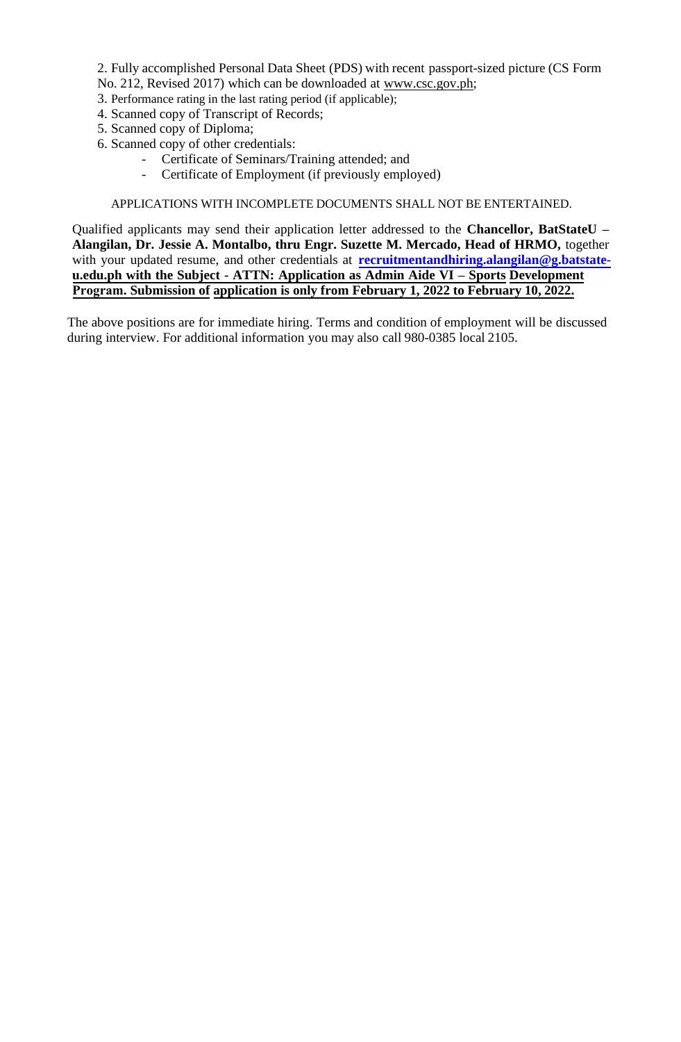2. Fully accomplished Personal Data Sheet (PDS) with recent passport-sized picture (CS Form No. 212, Revised 2017) which can be downloaded at www.csc.gov.ph;
3. Performance rating in the last rating period (if applicable);
4. Scanned copy of Transcript of Records;
5. Scanned copy of Diploma;
6. Scanned copy of other credentials:
    - Certificate of Seminars/Training attended; and
    - Certificate of Employment (if previously employed)

APPLICATIONS WITH INCOMPLETE DOCUMENTS SHALL NOT BE ENTERTAINED.

Qualified applicants may send their application letter addressed to the **Chancellor, BatStateU – Alangilan, Dr. Jessie A. Montalbo, thru Engr. Suzette M. Mercado, Head of HRMO,** together with your updated resume, and other credentials at **recruitmentandhiring.alangilan@g.batstate-u.edu.ph with the Subject - ATTN: Application as Admin Aide VI – Sports Development Program. Submission of application is only from February 1, 2022 to February 10, 2022.**

The above positions are for immediate hiring. Terms and condition of employment will be discussed during interview. For additional information you may also call 980-0385 local 2105.